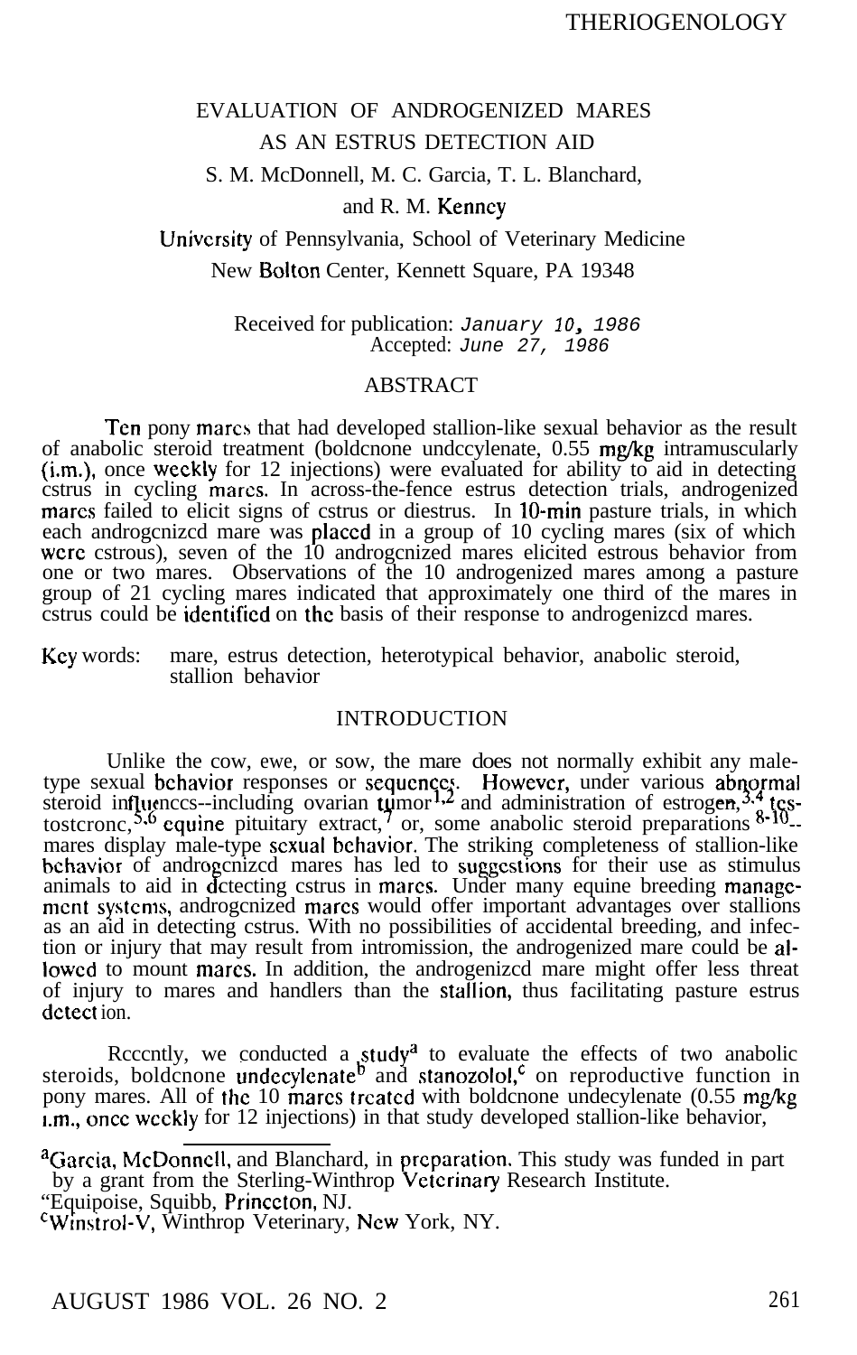# EVALUATION OF ANDROGENIZED MARES AS AN ESTRUS DETECTION AID

S. M. McDonnell, M. C. Garcia, T. L. Blanchard, and R. M. Kenney

University of Pennsylvania, School of Veterinary Medicine
New Bolton Center, Kennett Square, PA 19348

Received for publication: *January 10, 1986*
Accepted: *June 27, 1986*

## ABSTRACT

Ten pony mares that had developed stallion-like sexual behavior as the result of anabolic steroid treatment (boldenone undecylenate, 0.55 mg/kg intramuscularly (i.m.), once weekly for 12 injections) were evaluated for ability to aid in detecting estrus in cycling mares. In across-the-fence estrus detection trials, androgenized mares failed to elicit signs of estrus or diestrus. In 10-min pasture trials, in which each androgenized mare was placed in a group of 10 cycling mares (six of which were estrous), seven of the 10 androgenized mares elicited estrous behavior from one or two mares. Observations of the 10 androgenized mares among a pasture group of 21 cycling mares indicated that approximately one third of the mares in estrus could be identified on the basis of their response to androgenized mares.

Key words: mare, estrus detection, heterotypical behavior, anabolic steroid, stallion behavior

## INTRODUCTION

Unlike the cow, ewe, or sow, the mare does not normally exhibit any male-type sexual behavior responses or sequences. However, under various abnormal steroid influences--including ovarian tumor[1,2] and administration of estrogen,[3,4] testosterone,[5,6] equine pituitary extract,[7] or, some anabolic steroid preparations[8-10]--mares display male-type sexual behavior. The striking completeness of stallion-like behavior of androgenized mares has led to suggestions for their use as stimulus animals to aid in detecting estrus in mares. Under many equine breeding management systems, androgenized mares would offer important advantages over stallions as an aid in detecting estrus. With no possibilities of accidental breeding, and infection or injury that may result from intromission, the androgenized mare could be allowed to mount mares. In addition, the androgenized mare might offer less threat of injury to mares and handlers than the stallion, thus facilitating pasture estrus detection.

Recently, we conducted a study[a] to evaluate the effects of two anabolic steroids, boldenone undecylenate[b] and stanozolol,[c] on reproductive function in pony mares. All of the 10 mares treated with boldenone undecylenate (0.55 mg/kg i.m., once weekly for 12 injections) in that study developed stallion-like behavior,

[a] Garcia, McDonnell, and Blanchard, in preparation. This study was funded in part by a grant from the Sterling-Winthrop Veterinary Research Institute.

[b] Equipoise, Squibb, Princeton, NJ.

[c] Winstrol-V, Winthrop Veterinary, New York, NY.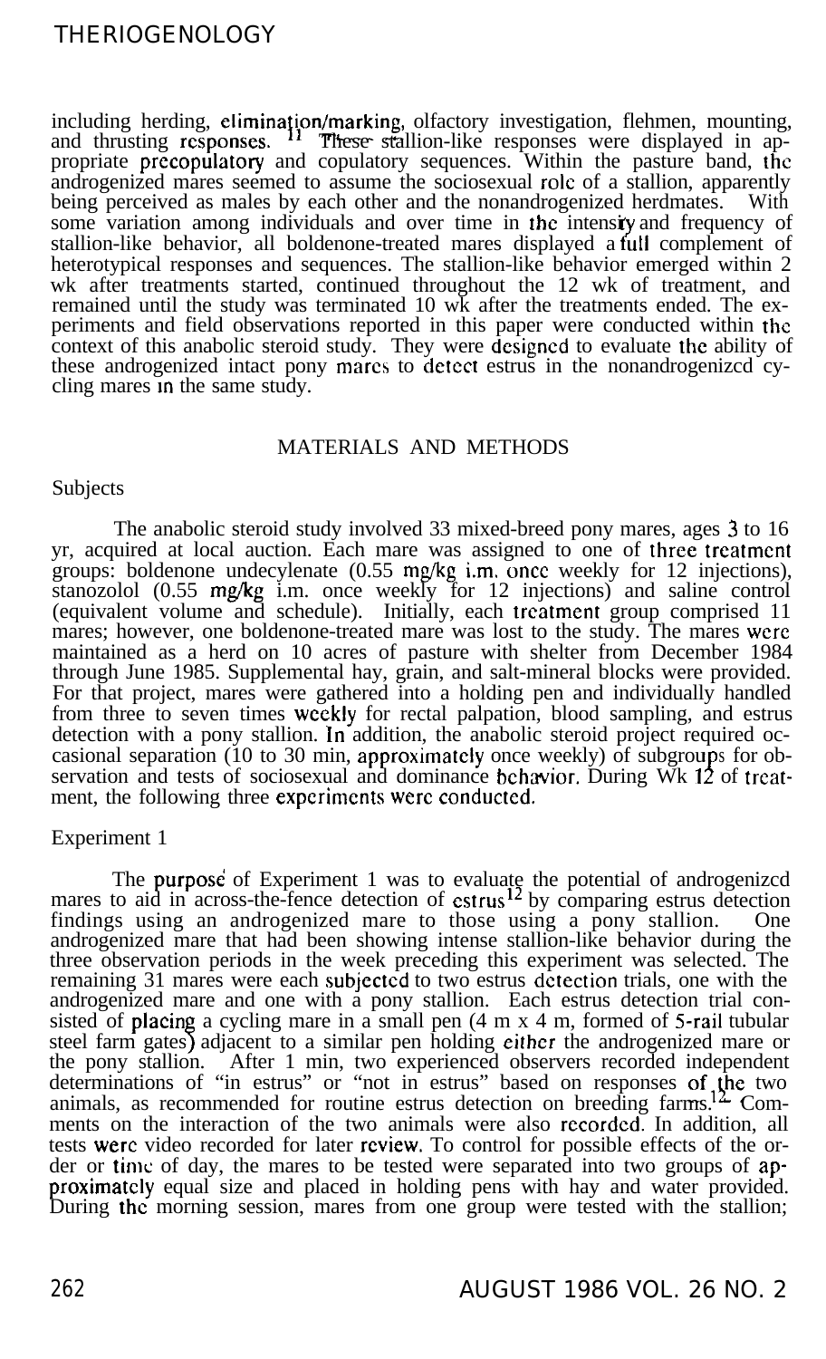including herding, elimination/marking, olfactory investigation, flehmen, mounting, and thrusting responses.[11] These stallion-like responses were displayed in appropriate precopulatory and copulatory sequences. Within the pasture band, the androgenized mares seemed to assume the sociosexual role of a stallion, apparently being perceived as males by each other and the nonandrogenized herdmates. With some variation among individuals and over time in the intensity and frequency of stallion-like behavior, all boldenone-treated mares displayed a full complement of heterotypical responses and sequences. The stallion-like behavior emerged within 2 wk after treatments started, continued throughout the 12 wk of treatment, and remained until the study was terminated 10 wk after the treatments ended. The experiments and field observations reported in this paper were conducted within the context of this anabolic steroid study. They were designed to evaluate the ability of these androgenized intact pony mares to detect estrus in the nonandrogenized cycling mares in the same study.

## MATERIALS AND METHODS

### Subjects

The anabolic steroid study involved 33 mixed-breed pony mares, ages 3 to 16 yr, acquired at local auction. Each mare was assigned to one of three treatment groups: boldenone undecylenate (0.55 mg/kg i.m. once weekly for 12 injections), stanozolol (0.55 mg/kg i.m. once weekly for 12 injections) and saline control (equivalent volume and schedule). Initially, each treatment group comprised 11 mares; however, one boldenone-treated mare was lost to the study. The mares were maintained as a herd on 10 acres of pasture with shelter from December 1984 through June 1985. Supplemental hay, grain, and salt-mineral blocks were provided. For that project, mares were gathered into a holding pen and individually handled from three to seven times weekly for rectal palpation, blood sampling, and estrus detection with a pony stallion. In addition, the anabolic steroid project required occasional separation (10 to 30 min, approximately once weekly) of subgroups for observation and tests of sociosexual and dominance behavior. During Wk 12 of treatment, the following three experiments were conducted.

### Experiment 1

The purpose of Experiment 1 was to evaluate the potential of androgenized mares to aid in across-the-fence detection of estrus[12] by comparing estrus detection findings using an androgenized mare to those using a pony stallion. One androgenized mare that had been showing intense stallion-like behavior during the three observation periods in the week preceding this experiment was selected. The remaining 31 mares were each subjected to two estrus detection trials, one with the androgenized mare and one with a pony stallion. Each estrus detection trial consisted of placing a cycling mare in a small pen (4 m x 4 m, formed of 5-rail tubular steel farm gates) adjacent to a similar pen holding either the androgenized mare or the pony stallion. After 1 min, two experienced observers recorded independent determinations of "in estrus" or "not in estrus" based on responses of the two animals, as recommended for routine estrus detection on breeding farms.[12] Comments on the interaction of the two animals were also recorded. In addition, all tests were video recorded for later review. To control for possible effects of the order or time of day, the mares to be tested were separated into two groups of approximately equal size and placed in holding pens with hay and water provided. During the morning session, mares from one group were tested with the stallion;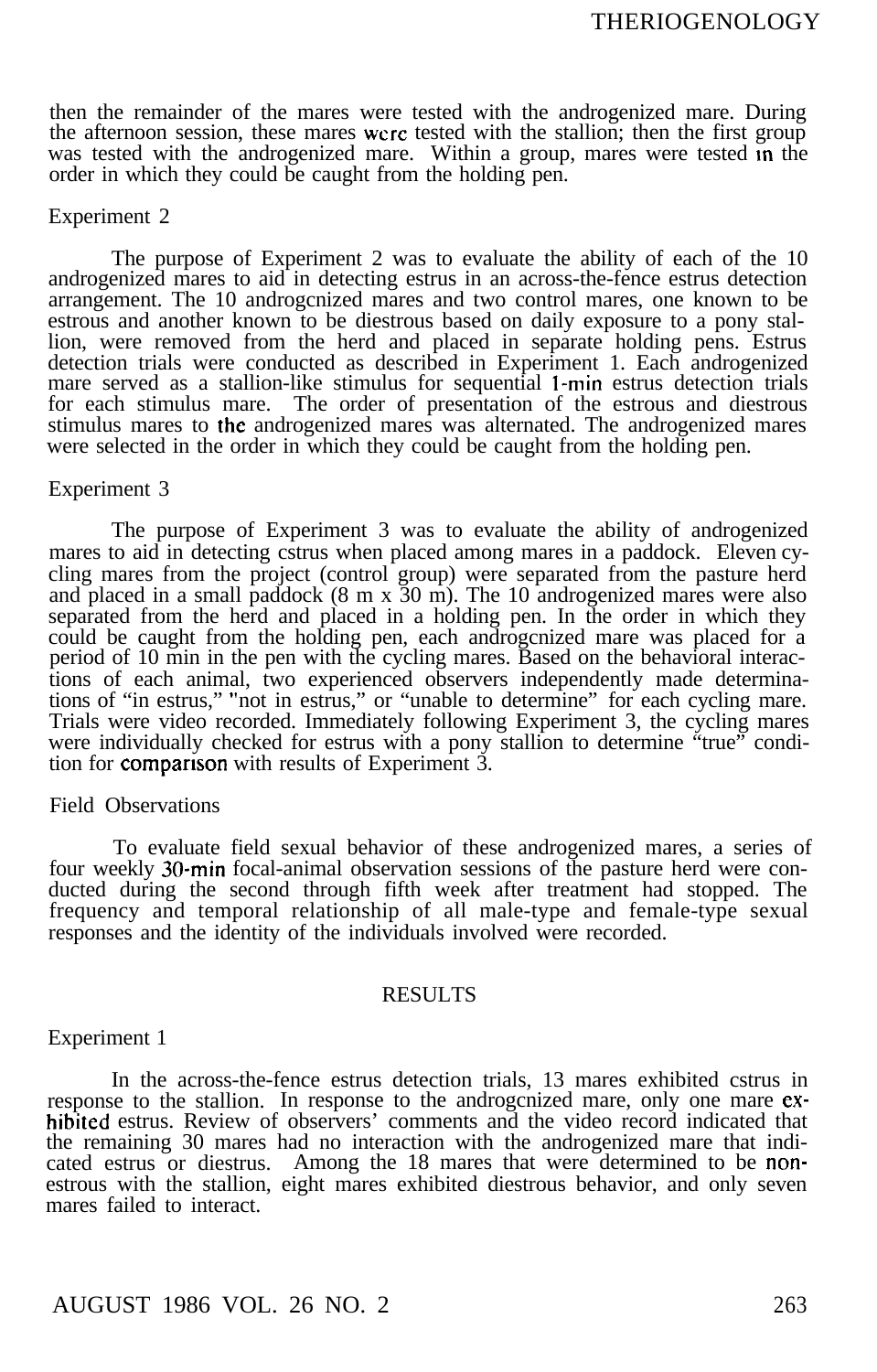then the remainder of the mares were tested with the androgenized mare. During the afternoon session, these mares were tested with the stallion; then the first group was tested with the androgenized mare. Within a group, mares were tested in the order in which they could be caught from the holding pen.

### Experiment 2

The purpose of Experiment 2 was to evaluate the ability of each of the 10 androgenized mares to aid in detecting estrus in an across-the-fence estrus detection arrangement. The 10 androgenized mares and two control mares, one known to be estrous and another known to be diestrous based on daily exposure to a pony stallion, were removed from the herd and placed in separate holding pens. Estrus detection trials were conducted as described in Experiment 1. Each androgenized mare served as a stallion-like stimulus for sequential 1-min estrus detection trials for each stimulus mare. The order of presentation of the estrous and diestrous stimulus mares to the androgenized mares was alternated. The androgenized mares were selected in the order in which they could be caught from the holding pen.

### Experiment 3

The purpose of Experiment 3 was to evaluate the ability of androgenized mares to aid in detecting estrus when placed among mares in a paddock. Eleven cycling mares from the project (control group) were separated from the pasture herd and placed in a small paddock (8 m x 30 m). The 10 androgenized mares were also separated from the herd and placed in a holding pen. In the order in which they could be caught from the holding pen, each androgenized mare was placed for a period of 10 min in the pen with the cycling mares. Based on the behavioral interactions of each animal, two experienced observers independently made determinations of "in estrus," "not in estrus," or "unable to determine" for each cycling mare. Trials were video recorded. Immediately following Experiment 3, the cycling mares were individually checked for estrus with a pony stallion to determine "true" condition for comparison with results of Experiment 3.

### Field Observations

To evaluate field sexual behavior of these androgenized mares, a series of four weekly 30-min focal-animal observation sessions of the pasture herd were conducted during the second through fifth week after treatment had stopped. The frequency and temporal relationship of all male-type and female-type sexual responses and the identity of the individuals involved were recorded.

## RESULTS

### Experiment 1

In the across-the-fence estrus detection trials, 13 mares exhibited estrus in response to the stallion. In response to the androgenized mare, only one mare exhibited estrus. Review of observers' comments and the video record indicated that the remaining 30 mares had no interaction with the androgenized mare that indicated estrus or diestrus. Among the 18 mares that were determined to be nonestrous with the stallion, eight mares exhibited diestrous behavior, and only seven mares failed to interact.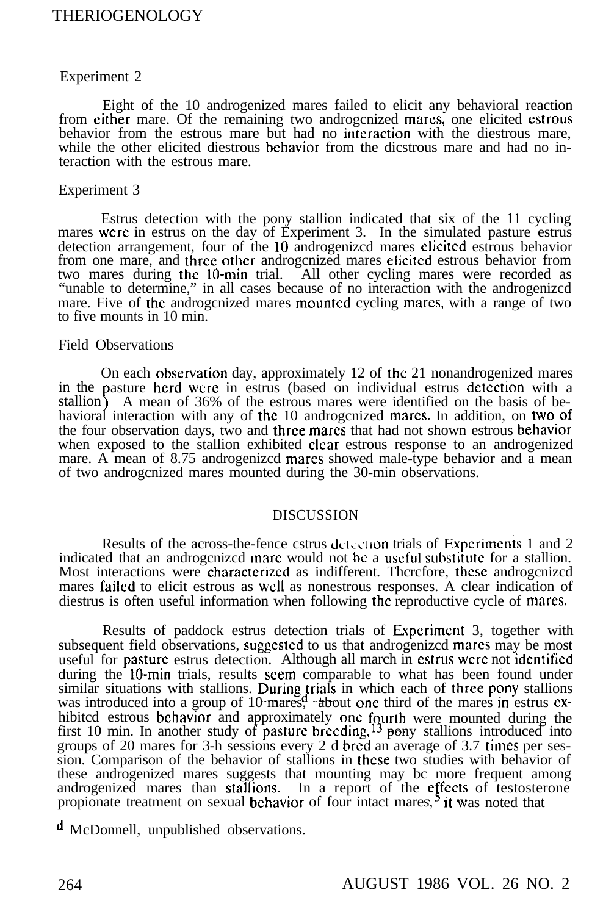### Experiment 2

Eight of the 10 androgenized mares failed to elicit any behavioral reaction from either mare. Of the remaining two androgenized mares, one elicited estrous behavior from the estrous mare but had no interaction with the diestrous mare, while the other elicited diestrous behavior from the diestrous mare and had no interaction with the estrous mare.

### Experiment 3

Estrus detection with the pony stallion indicated that six of the 11 cycling mares were in estrus on the day of Experiment 3. In the simulated pasture estrus detection arrangement, four of the 10 androgenized mares elicited estrous behavior from one mare, and three other androgenized mares elicited estrous behavior from two mares during the 10-min trial. All other cycling mares were recorded as "unable to determine," in all cases because of no interaction with the androgenized mare. Five of the androgenized mares mounted cycling mares, with a range of two to five mounts in 10 min.

### Field Observations

On each observation day, approximately 12 of the 21 nonandrogenized mares in the pasture herd were in estrus (based on individual estrus detection with a stallion). A mean of 36% of the estrous mares were identified on the basis of behavioral interaction with any of the 10 androgenized mares. In addition, on two of the four observation days, two and three mares that had not shown estrous behavior when exposed to the stallion exhibited clear estrous response to an androgenized mare. A mean of 8.75 androgenized mares showed male-type behavior and a mean of two androgenized mares mounted during the 30-min observations.

## DISCUSSION

Results of the across-the-fence estrus detection trials of Experiments 1 and 2 indicated that an androgenized mare would not be a useful substitute for a stallion. Most interactions were characterized as indifferent. Therefore, these androgenized mares failed to elicit estrous as well as nonestrous responses. A clear indication of diestrus is often useful information when following the reproductive cycle of mares.

Results of paddock estrus detection trials of Experiment 3, together with subsequent field observations, suggested to us that androgenized mares may be most useful for pasture estrus detection. Although all march in estrus were not identified during the 10-min trials, results seem comparable to what has been found under similar situations with stallions. During trials in which each of three pony stallions was introduced into a group of 10 mares,[d] about one third of the mares in estrus exhibited estrous behavior and approximately one fourth were mounted during the first 10 min. In another study of pasture breeding,[13] pony stallions introduced into groups of 20 mares for 3-h sessions every 2 d bred an average of 3.7 times per session. Comparison of the behavior of stallions in these two studies with behavior of these androgenized mares suggests that mounting may be more frequent among androgenized mares than stallions. In a report of the effects of testosterone propionate treatment on sexual behavior of four intact mares,[5] it was noted that

---

[d] McDonnell, unpublished observations.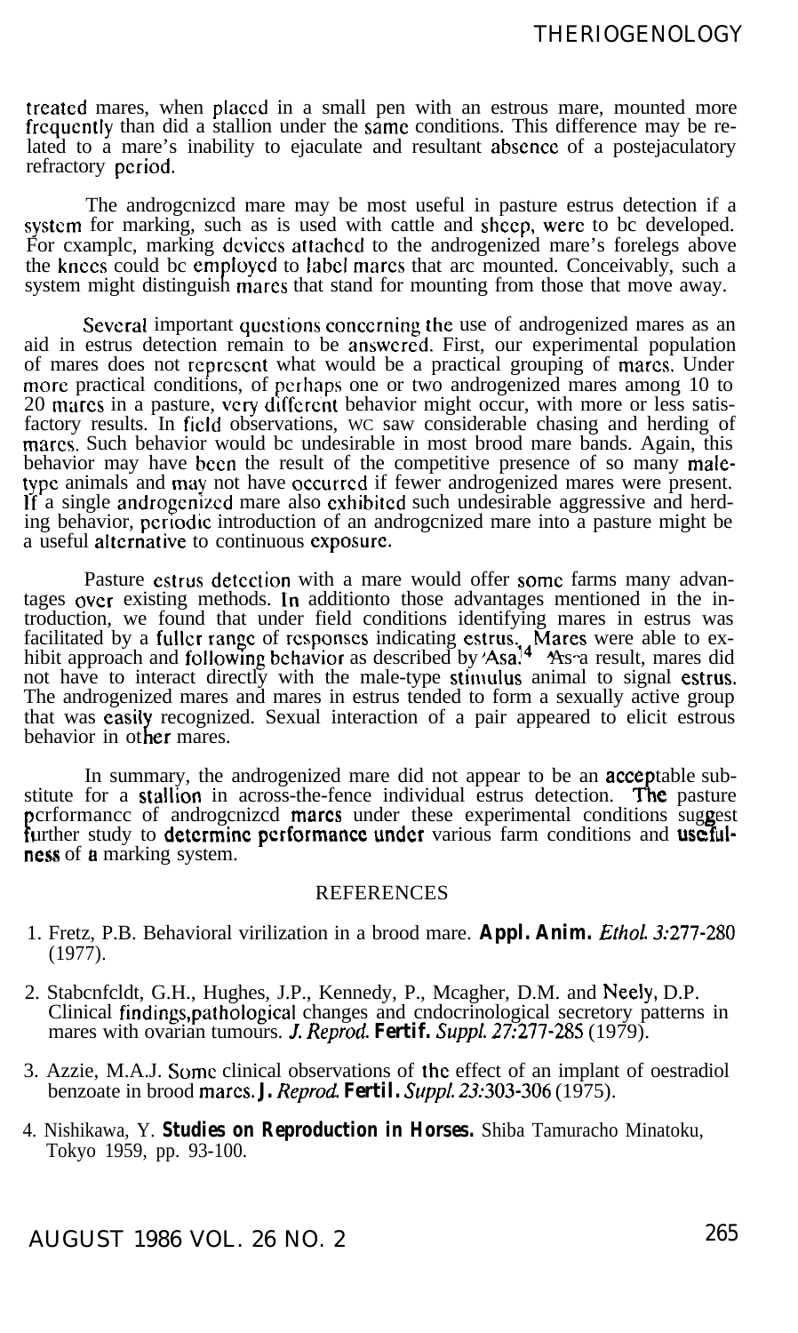treated mares, when placed in a small pen with an estrous mare, mounted more frequently than did a stallion under the same conditions. This difference may be related to a mare's inability to ejaculate and resultant absence of a postejaculatory refractory period.

The androgenized mare may be most useful in pasture estrus detection if a system for marking, such as is used with cattle and sheep, were to be developed. For example, marking devices attached to the androgenized mare's forelegs above the knees could be employed to label mares that are mounted. Conceivably, such a system might distinguish mares that stand for mounting from those that move away.

Several important questions concerning the use of androgenized mares as an aid in estrus detection remain to be answered. First, our experimental population of mares does not represent what would be a practical grouping of mares. Under more practical conditions, of perhaps one or two androgenized mares among 10 to 20 mares in a pasture, very different behavior might occur, with more or less satisfactory results. In field observations, we saw considerable chasing and herding of mares. Such behavior would be undesirable in most brood mare bands. Again, this behavior may have been the result of the competitive presence of so many male-type animals and may not have occurred if fewer androgenized mares were present. If a single androgenized mare also exhibited such undesirable aggressive and herding behavior, periodic introduction of an androgenized mare into a pasture might be a useful alternative to continuous exposure.

Pasture estrus detection with a mare would offer some farms many advantages over existing methods. In additionto those advantages mentioned in the introduction, we found that under field conditions identifying mares in estrus was facilitated by a fuller range of responses indicating estrus. Mares were able to exhibit approach and following behavior as described by Asa.[14] As a result, mares did not have to interact directly with the male-type stimulus animal to signal estrus. The androgenized mares and mares in estrus tended to form a sexually active group that was easily recognized. Sexual interaction of a pair appeared to elicit estrous behavior in other mares.

In summary, the androgenized mare did not appear to be an acceptable substitute for a stallion in across-the-fence individual estrus detection. The pasture performance of androgenized mares under these experimental conditions suggest further study to determine performance under various farm conditions and usefulness of a marking system.

## REFERENCES

1. Fretz, P.B. Behavioral virilization in a brood mare. **Appl. Anim.** *Ethol. 3:*277-280 (1977).
2. Stabenfeldt, G.H., Hughes, J.P., Kennedy, P., Meagher, D.M. and Neely, D.P. Clinical findings,pathological changes and endocrinological secretory patterns in mares with ovarian tumours. *J. Reprod.* **Fertif.** *Suppl. 27:*277-285 (1979).
3. Azzie, M.A.J. Some clinical observations of the effect of an implant of oestradiol benzoate in brood mares. ***J.*** *Reprod.* **Fertil.** *Suppl. 23:*303-306 (1975).
4. Nishikawa, Y. **Studies on Reproduction in Horses.** Shiba Tamuracho Minatoku, Tokyo 1959, pp. 93-100.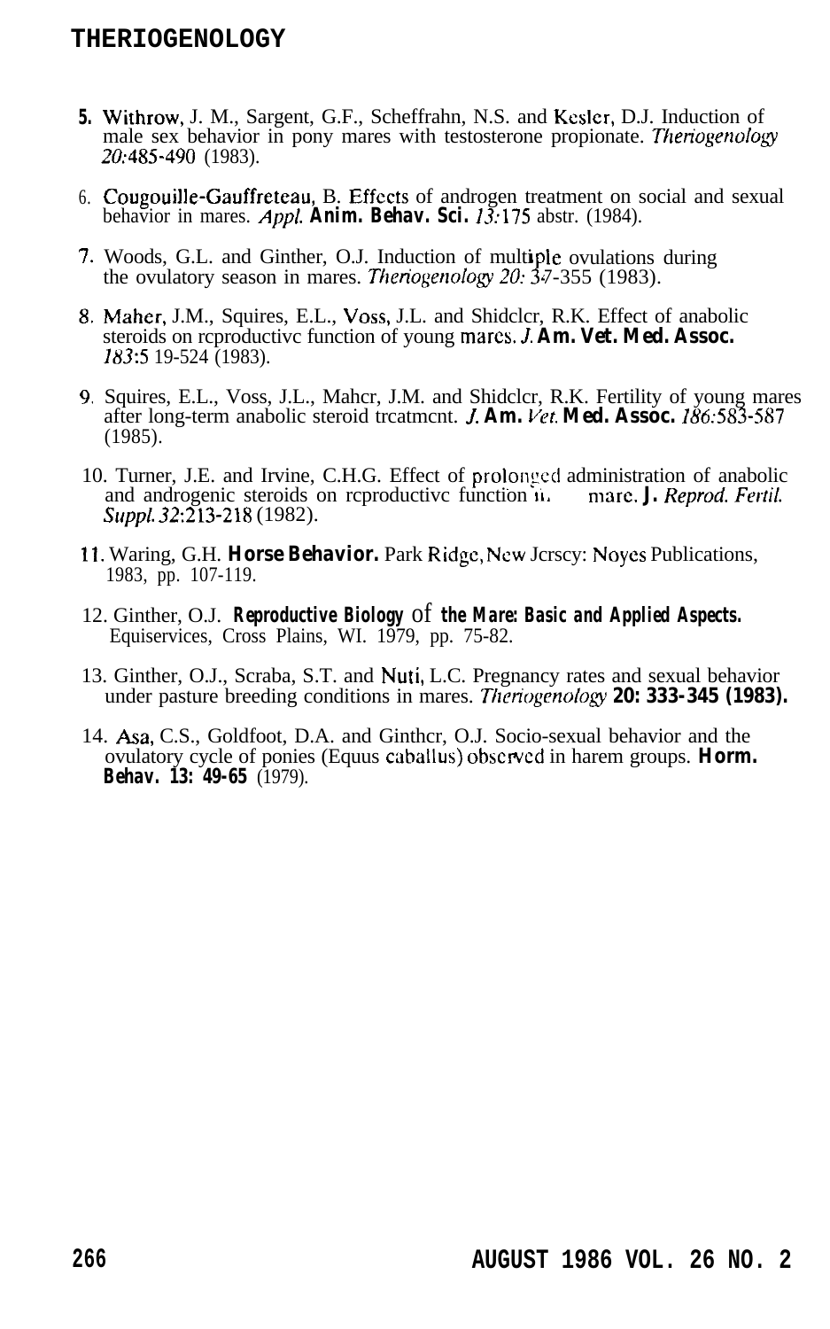5. Withrow, J. M., Sargent, G.F., Scheffrahn, N.S. and Kesler, D.J. Induction of male sex behavior in pony mares with testosterone propionate. *Theriogenology 20:*485-490 (1983).

6. Cougouille-Gauffreteau, B. Effects of androgen treatment on social and sexual behavior in mares. *Appl.* **Anim. Behav. Sci.** *13:*175 abstr. (1984).

7. Woods, G.L. and Ginther, O.J. Induction of multiple ovulations during the ovulatory season in mares. *Theriogenology 20:* 347-355 (1983).

8. Maher, J.M., Squires, E.L., Voss, J.L. and Shideler, R.K. Effect of anabolic steroids on reproductive function of young mares. *J.* **Am. Vet. Med. Assoc.** *183*:519-524 (1983).

9. Squires, E.L., Voss, J.L., Maher, J.M. and Shideler, R.K. Fertility of young mares after long-term anabolic steroid treatment. *J.* **Am.** *Vet.* **Med. Assoc.** *186:*583-587 (1985).

10. Turner, J.E. and Irvine, C.H.G. Effect of prolonged administration of anabolic and androgenic steroids on reproductive function in mare. **J.** *Reprod. Fertil. Suppl. 32*:213-218 (1982).

11. Waring, G.H. **Horse Behavior.** Park Ridge, New Jersey: Noyes Publications, 1983, pp. 107-119.

12. Ginther, O.J. **Reproductive Biology** of **the Mare: Basic and Applied Aspects.** Equiservices, Cross Plains, WI. 1979, pp. 75-82.

13. Ginther, O.J., Scraba, S.T. and Nuti, L.C. Pregnancy rates and sexual behavior under pasture breeding conditions in mares. *Theriogenology* **20: 333-345 (1983).**

14. Asa, C.S., Goldfoot, D.A. and Ginther, O.J. Socio-sexual behavior and the ovulatory cycle of ponies (Equus caballus) observed in harem groups. **Horm. Behav. 13: 49-65** (1979).